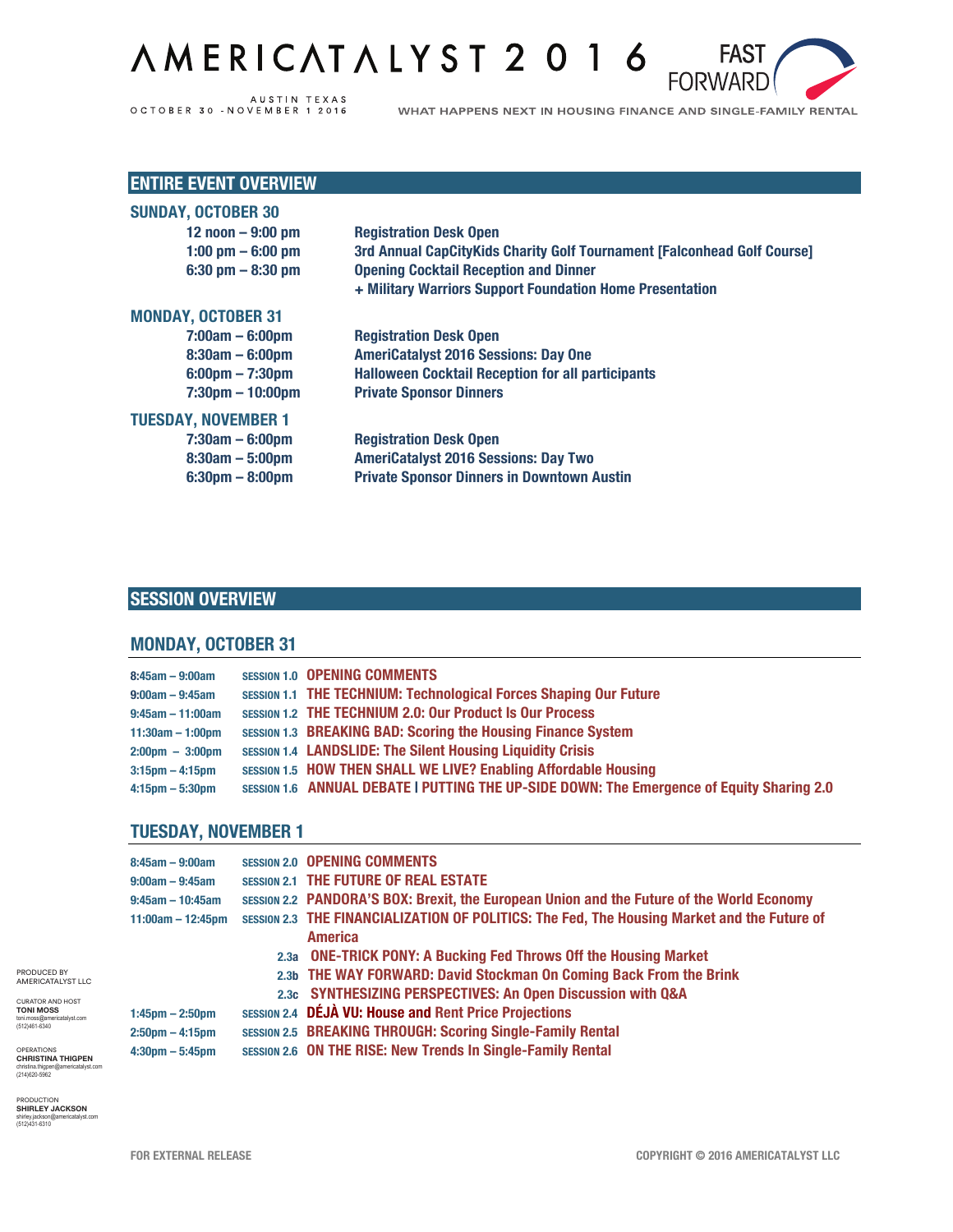# AMERICATALYST 2016 FAST FORWARD

AUSTIN TEXAS
OCTOBER 30 - NOVEMBER 1 2016

WHAT HAPPENS NEXT IN HOUSING FINANCE AND SINGLE-FAMILY RENTAL

## ENTIRE EVENT OVERVIEW

### SUNDAY, OCTOBER 30

| | |
|---|---|
| 12 noon – 9:00 pm | Registration Desk Open |
| 1:00 pm – 6:00 pm | 3rd Annual CapCityKids Charity Golf Tournament [Falconhead Golf Course] |
| 6:30 pm – 8:30 pm | Opening Cocktail Reception and Dinner + Military Warriors Support Foundation Home Presentation |

### MONDAY, OCTOBER 31

| | |
|---|---|
| 7:00am – 6:00pm | Registration Desk Open |
| 8:30am – 6:00pm | AmeriCatalyst 2016 Sessions: Day One |
| 6:00pm – 7:30pm | Halloween Cocktail Reception for all participants |
| 7:30pm – 10:00pm | Private Sponsor Dinners |

### TUESDAY, NOVEMBER 1

| | |
|---|---|
| 7:30am – 6:00pm | Registration Desk Open |
| 8:30am – 5:00pm | AmeriCatalyst 2016 Sessions: Day Two |
| 6:30pm – 8:00pm | Private Sponsor Dinners in Downtown Austin |

## SESSION OVERVIEW

### MONDAY, OCTOBER 31

| | | |
|---|---|---|
| 8:45am – 9:00am | SESSION 1.0 | OPENING COMMENTS |
| 9:00am – 9:45am | SESSION 1.1 | THE TECHNIUM: Technological Forces Shaping Our Future |
| 9:45am – 11:00am | SESSION 1.2 | THE TECHNIUM 2.0: Our Product Is Our Process |
| 11:30am – 1:00pm | SESSION 1.3 | BREAKING BAD: Scoring the Housing Finance System |
| 2:00pm – 3:00pm | SESSION 1.4 | LANDSLIDE: The Silent Housing Liquidity Crisis |
| 3:15pm – 4:15pm | SESSION 1.5 | HOW THEN SHALL WE LIVE? Enabling Affordable Housing |
| 4:15pm – 5:30pm | SESSION 1.6 | ANNUAL DEBATE I PUTTING THE UP-SIDE DOWN: The Emergence of Equity Sharing 2.0 |

### TUESDAY, NOVEMBER 1

| | | |
|---|---|---|
| 8:45am – 9:00am | SESSION 2.0 | OPENING COMMENTS |
| 9:00am – 9:45am | SESSION 2.1 | THE FUTURE OF REAL ESTATE |
| 9:45am – 10:45am | SESSION 2.2 | PANDORA'S BOX: Brexit, the European Union and the Future of the World Economy |
| 11:00am – 12:45pm | SESSION 2.3 | THE FINANCIALIZATION OF POLITICS: The Fed, The Housing Market and the Future of America |
| | 2.3a | ONE-TRICK PONY: A Bucking Fed Throws Off the Housing Market |
| | 2.3b | THE WAY FORWARD: David Stockman On Coming Back From the Brink |
| | 2.3c | SYNTHESIZING PERSPECTIVES: An Open Discussion with Q&A |
| 1:45pm – 2:50pm | SESSION 2.4 | DÉJÀ VU: House and Rent Price Projections |
| 2:50pm – 4:15pm | SESSION 2.5 | BREAKING THROUGH: Scoring Single-Family Rental |
| 4:30pm – 5:45pm | SESSION 2.6 | ON THE RISE: New Trends In Single-Family Rental |

PRODUCED BY
AMERICATALYST LLC

CURATOR AND HOST
**TONI MOSS**
toni.moss@americatalyst.com
(512)461-6340

OPERATIONS
**CHRISTINA THIGPEN**
christina.thigpen@americatalyst.com
(214)620-5962

PRODUCTION
**SHIRLEY JACKSON**
shirley.jackson@americatalyst.com
(512)431-6310

FOR EXTERNAL RELEASE

COPYRIGHT © 2016 AMERICATALYST LLC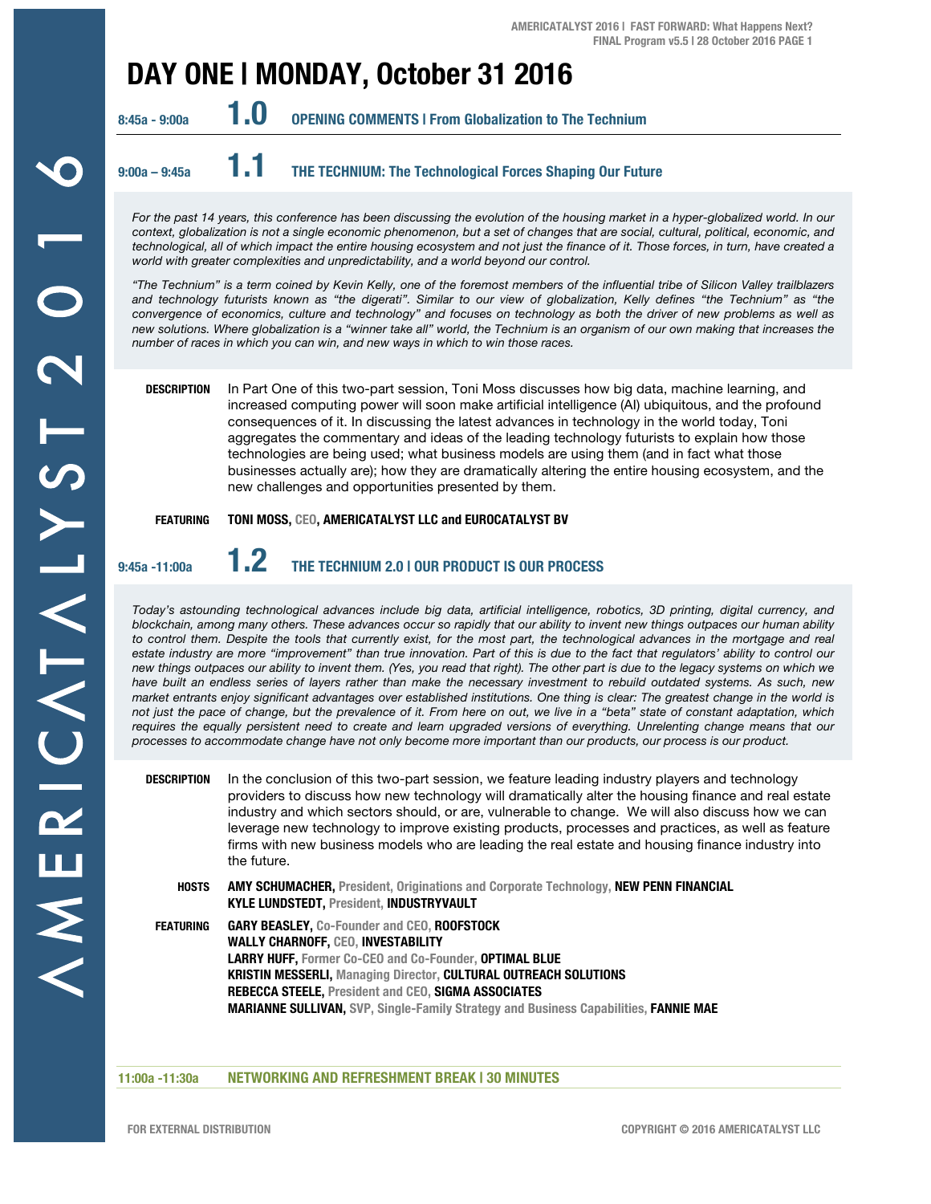# DAY ONE | MONDAY, October 31 2016

**8:45a - 9:00a** **1.0** **OPENING COMMENTS | From Globalization to The Technium**

**9:00a – 9:45a** **1.1** **THE TECHNIUM: The Technological Forces Shaping Our Future**

*For the past 14 years, this conference has been discussing the evolution of the housing market in a hyper-globalized world. In our context, globalization is not a single economic phenomenon, but a set of changes that are social, cultural, political, economic, and technological, all of which impact the entire housing ecosystem and not just the finance of it. Those forces, in turn, have created a world with greater complexities and unpredictability, and a world beyond our control.*

*"The Technium" is a term coined by Kevin Kelly, one of the foremost members of the influential tribe of Silicon Valley trailblazers and technology futurists known as "the digerati". Similar to our view of globalization, Kelly defines "the Technium" as "the convergence of economics, culture and technology" and focuses on technology as both the driver of new problems as well as new solutions. Where globalization is a "winner take all" world, the Technium is an organism of our own making that increases the number of races in which you can win, and new ways in which to win those races.*

**DESCRIPTION** In Part One of this two-part session, Toni Moss discusses how big data, machine learning, and increased computing power will soon make artificial intelligence (AI) ubiquitous, and the profound consequences of it. In discussing the latest advances in technology in the world today, Toni aggregates the commentary and ideas of the leading technology futurists to explain how those technologies are being used; what business models are using them (and in fact what those businesses actually are); how they are dramatically altering the entire housing ecosystem, and the new challenges and opportunities presented by them.

**FEATURING** **TONI MOSS,** CEO, **AMERICATALYST LLC and EUROCATALYST BV**

**9:45a -11:00a** **1.2** **THE TECHNIUM 2.0 | OUR PRODUCT IS OUR PROCESS**

*Today's astounding technological advances include big data, artificial intelligence, robotics, 3D printing, digital currency, and blockchain, among many others. These advances occur so rapidly that our ability to invent new things outpaces our human ability to control them. Despite the tools that currently exist, for the most part, the technological advances in the mortgage and real estate industry are more "improvement" than true innovation. Part of this is due to the fact that regulators' ability to control our new things outpaces our ability to invent them. (Yes, you read that right). The other part is due to the legacy systems on which we have built an endless series of layers rather than make the necessary investment to rebuild outdated systems. As such, new market entrants enjoy significant advantages over established institutions. One thing is clear: The greatest change in the world is not just the pace of change, but the prevalence of it. From here on out, we live in a "beta" state of constant adaptation, which requires the equally persistent need to create and learn upgraded versions of everything. Unrelenting change means that our processes to accommodate change have not only become more important than our products, our process is our product.*

**DESCRIPTION** In the conclusion of this two-part session, we feature leading industry players and technology providers to discuss how new technology will dramatically alter the housing finance and real estate industry and which sectors should, or are, vulnerable to change. We will also discuss how we can leverage new technology to improve existing products, processes and practices, as well as feature firms with new business models who are leading the real estate and housing finance industry into the future.

**HOSTS**
**AMY SCHUMACHER,** President, Originations and Corporate Technology, **NEW PENN FINANCIAL**
**KYLE LUNDSTEDT,** President, **INDUSTRYVAULT**

**FEATURING**
**GARY BEASLEY,** Co-Founder and CEO, **ROOFSTOCK**
**WALLY CHARNOFF,** CEO, **INVESTABILITY**
**LARRY HUFF,** Former Co-CEO and Co-Founder, **OPTIMAL BLUE**
**KRISTIN MESSERLI,** Managing Director, **CULTURAL OUTREACH SOLUTIONS**
**REBECCA STEELE,** President and CEO, **SIGMA ASSOCIATES**
**MARIANNE SULLIVAN,** SVP, Single-Family Strategy and Business Capabilities, **FANNIE MAE**

**11:00a -11:30a** **NETWORKING AND REFRESHMENT BREAK | 30 MINUTES**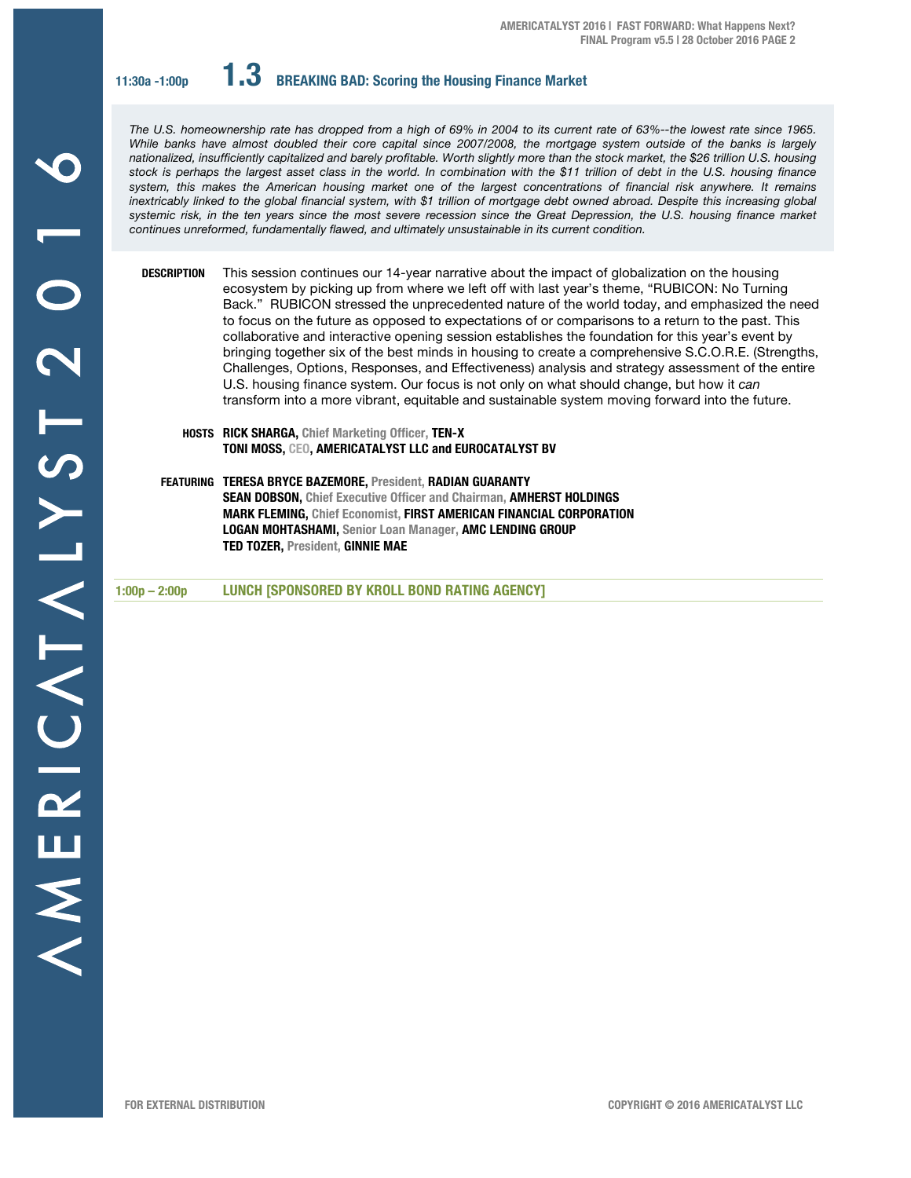## 11:30a -1:00p **1.3** BREAKING BAD: Scoring the Housing Finance Market

*The U.S. homeownership rate has dropped from a high of 69% in 2004 to its current rate of 63%--the lowest rate since 1965. While banks have almost doubled their core capital since 2007/2008, the mortgage system outside of the banks is largely nationalized, insufficiently capitalized and barely profitable. Worth slightly more than the stock market, the $26 trillion U.S. housing stock is perhaps the largest asset class in the world. In combination with the $11 trillion of debt in the U.S. housing finance system, this makes the American housing market one of the largest concentrations of financial risk anywhere. It remains inextricably linked to the global financial system, with $1 trillion of mortgage debt owned abroad. Despite this increasing global systemic risk, in the ten years since the most severe recession since the Great Depression, the U.S. housing finance market continues unreformed, fundamentally flawed, and ultimately unsustainable in its current condition.*

**DESCRIPTION** This session continues our 14-year narrative about the impact of globalization on the housing ecosystem by picking up from where we left off with last year's theme, "RUBICON: No Turning Back." RUBICON stressed the unprecedented nature of the world today, and emphasized the need to focus on the future as opposed to expectations of or comparisons to a return to the past. This collaborative and interactive opening session establishes the foundation for this year's event by bringing together six of the best minds in housing to create a comprehensive S.C.O.R.E. (Strengths, Challenges, Options, Responses, and Effectiveness) analysis and strategy assessment of the entire U.S. housing finance system. Our focus is not only on what should change, but how it *can* transform into a more vibrant, equitable and sustainable system moving forward into the future.

**HOSTS** **RICK SHARGA,** Chief Marketing Officer, **TEN-X**
**TONI MOSS,** CEO, **AMERICATALYST LLC and EUROCATALYST BV**

**FEATURING** **TERESA BRYCE BAZEMORE,** President, **RADIAN GUARANTY**
**SEAN DOBSON,** Chief Executive Officer and Chairman, **AMHERST HOLDINGS**
**MARK FLEMING,** Chief Economist, **FIRST AMERICAN FINANCIAL CORPORATION**
**LOGAN MOHTASHAMI,** Senior Loan Manager, **AMC LENDING GROUP**
**TED TOZER,** President, **GINNIE MAE**

**1:00p – 2:00p** **LUNCH [SPONSORED BY KROLL BOND RATING AGENCY]**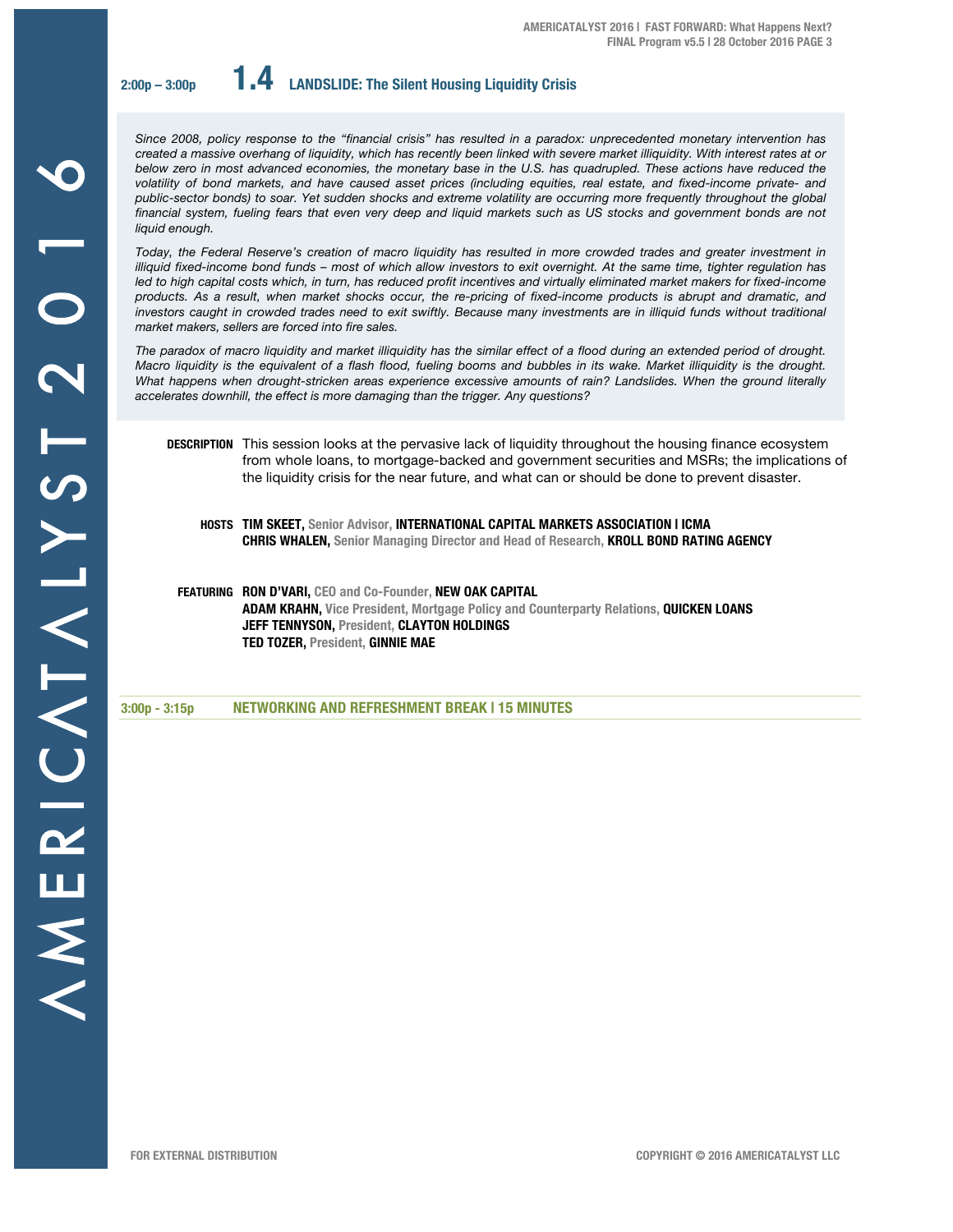## 2:00p – 3:00p **1.4** LANDSLIDE: The Silent Housing Liquidity Crisis

*Since 2008, policy response to the "financial crisis" has resulted in a paradox: unprecedented monetary intervention has created a massive overhang of liquidity, which has recently been linked with severe market illiquidity. With interest rates at or below zero in most advanced economies, the monetary base in the U.S. has quadrupled. These actions have reduced the volatility of bond markets, and have caused asset prices (including equities, real estate, and fixed-income private- and public-sector bonds) to soar. Yet sudden shocks and extreme volatility are occurring more frequently throughout the global financial system, fueling fears that even very deep and liquid markets such as US stocks and government bonds are not liquid enough.*

*Today, the Federal Reserve's creation of macro liquidity has resulted in more crowded trades and greater investment in illiquid fixed-income bond funds – most of which allow investors to exit overnight. At the same time, tighter regulation has led to high capital costs which, in turn, has reduced profit incentives and virtually eliminated market makers for fixed-income products. As a result, when market shocks occur, the re-pricing of fixed-income products is abrupt and dramatic, and investors caught in crowded trades need to exit swiftly. Because many investments are in illiquid funds without traditional market makers, sellers are forced into fire sales.*

*The paradox of macro liquidity and market illiquidity has the similar effect of a flood during an extended period of drought. Macro liquidity is the equivalent of a flash flood, fueling booms and bubbles in its wake. Market illiquidity is the drought. What happens when drought-stricken areas experience excessive amounts of rain? Landslides. When the ground literally accelerates downhill, the effect is more damaging than the trigger. Any questions?*

**DESCRIPTION** This session looks at the pervasive lack of liquidity throughout the housing finance ecosystem from whole loans, to mortgage-backed and government securities and MSRs; the implications of the liquidity crisis for the near future, and what can or should be done to prevent disaster.

**HOSTS**
**TIM SKEET,** Senior Advisor, **INTERNATIONAL CAPITAL MARKETS ASSOCIATION | ICMA**
**CHRIS WHALEN,** Senior Managing Director and Head of Research, **KROLL BOND RATING AGENCY**

**FEATURING**
**RON D'VARI,** CEO and Co-Founder, **NEW OAK CAPITAL**
**ADAM KRAHN,** Vice President, Mortgage Policy and Counterparty Relations, **QUICKEN LOANS**
**JEFF TENNYSON,** President, **CLAYTON HOLDINGS**
**TED TOZER,** President, **GINNIE MAE**

**3:00p - 3:15p** **NETWORKING AND REFRESHMENT BREAK | 15 MINUTES**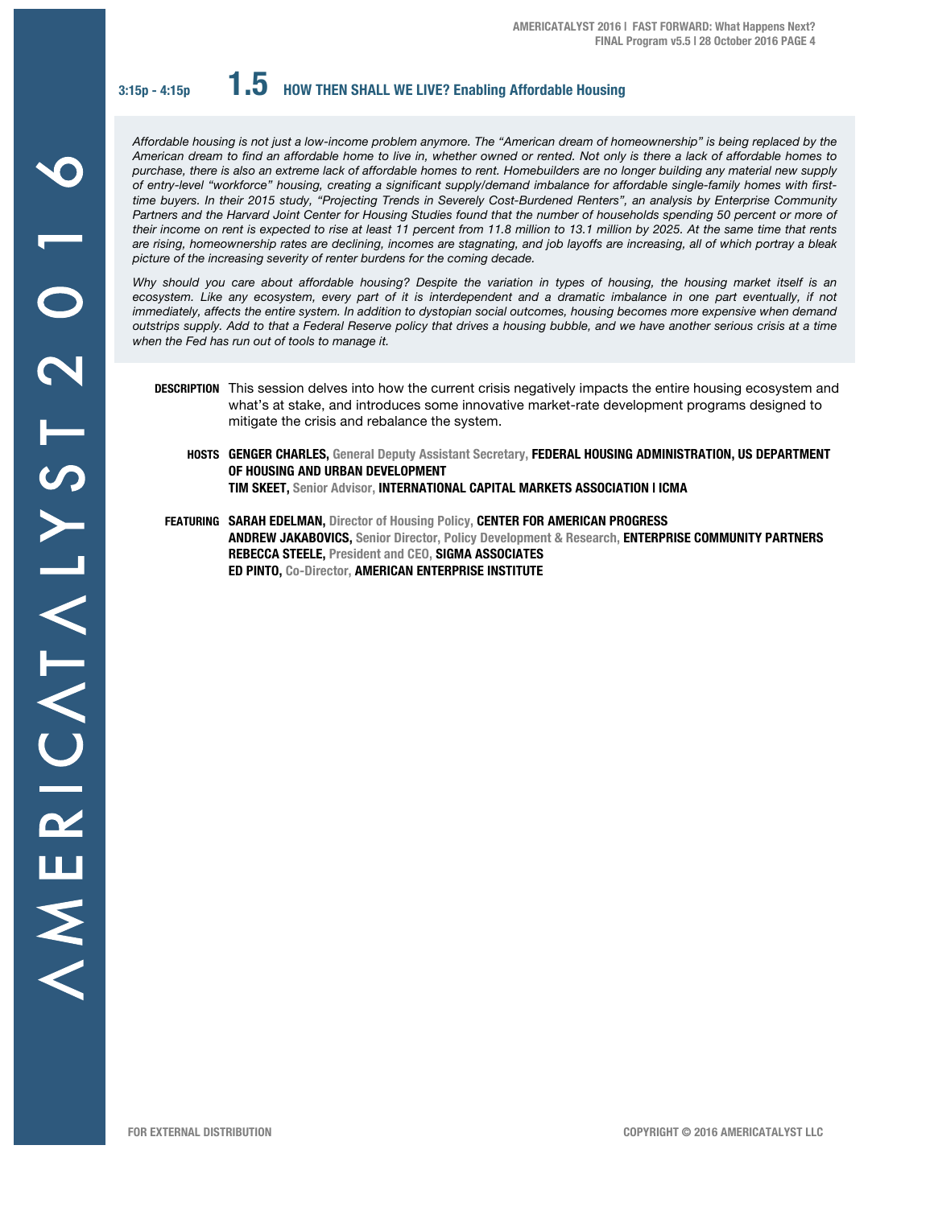3:15p - 4:15p

## 1.5 HOW THEN SHALL WE LIVE? Enabling Affordable Housing

*Affordable housing is not just a low-income problem anymore. The "American dream of homeownership" is being replaced by the American dream to find an affordable home to live in, whether owned or rented. Not only is there a lack of affordable homes to purchase, there is also an extreme lack of affordable homes to rent. Homebuilders are no longer building any material new supply of entry-level "workforce" housing, creating a significant supply/demand imbalance for affordable single-family homes with first-time buyers. In their 2015 study, "Projecting Trends in Severely Cost-Burdened Renters", an analysis by Enterprise Community Partners and the Harvard Joint Center for Housing Studies found that the number of households spending 50 percent or more of their income on rent is expected to rise at least 11 percent from 11.8 million to 13.1 million by 2025. At the same time that rents are rising, homeownership rates are declining, incomes are stagnating, and job layoffs are increasing, all of which portray a bleak picture of the increasing severity of renter burdens for the coming decade.*

*Why should you care about affordable housing? Despite the variation in types of housing, the housing market itself is an ecosystem. Like any ecosystem, every part of it is interdependent and a dramatic imbalance in one part eventually, if not immediately, affects the entire system. In addition to dystopian social outcomes, housing becomes more expensive when demand outstrips supply. Add to that a Federal Reserve policy that drives a housing bubble, and we have another serious crisis at a time when the Fed has run out of tools to manage it.*

**DESCRIPTION** This session delves into how the current crisis negatively impacts the entire housing ecosystem and what's at stake, and introduces some innovative market-rate development programs designed to mitigate the crisis and rebalance the system.

**HOSTS**
**GENGER CHARLES,** General Deputy Assistant Secretary, **FEDERAL HOUSING ADMINISTRATION, US DEPARTMENT OF HOUSING AND URBAN DEVELOPMENT**
**TIM SKEET,** Senior Advisor, **INTERNATIONAL CAPITAL MARKETS ASSOCIATION | ICMA**

**FEATURING**
**SARAH EDELMAN,** Director of Housing Policy, **CENTER FOR AMERICAN PROGRESS**
**ANDREW JAKABOVICS,** Senior Director, Policy Development & Research, **ENTERPRISE COMMUNITY PARTNERS**
**REBECCA STEELE,** President and CEO, **SIGMA ASSOCIATES**
**ED PINTO,** Co-Director, **AMERICAN ENTERPRISE INSTITUTE**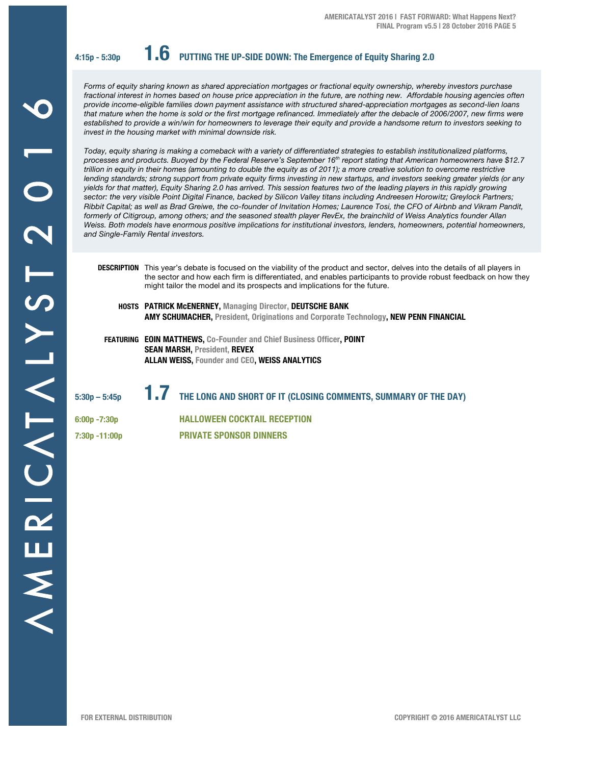## 4:15p - 5:30p **1.6** PUTTING THE UP-SIDE DOWN: The Emergence of Equity Sharing 2.0

*Forms of equity sharing known as shared appreciation mortgages or fractional equity ownership, whereby investors purchase fractional interest in homes based on house price appreciation in the future, are nothing new. Affordable housing agencies often provide income-eligible families down payment assistance with structured shared-appreciation mortgages as second-lien loans that mature when the home is sold or the first mortgage refinanced. Immediately after the debacle of 2006/2007, new firms were established to provide a win/win for homeowners to leverage their equity and provide a handsome return to investors seeking to invest in the housing market with minimal downside risk.*

*Today, equity sharing is making a comeback with a variety of differentiated strategies to establish institutionalized platforms, processes and products. Buoyed by the Federal Reserve's September 16th report stating that American homeowners have $12.7 trillion in equity in their homes (amounting to double the equity as of 2011); a more creative solution to overcome restrictive lending standards; strong support from private equity firms investing in new startups, and investors seeking greater yields (or any yields for that matter), Equity Sharing 2.0 has arrived. This session features two of the leading players in this rapidly growing sector: the very visible Point Digital Finance, backed by Silicon Valley titans including Andreesen Horowitz; Greylock Partners; Ribbit Capital; as well as Brad Greiwe, the co-founder of Invitation Homes; Laurence Tosi, the CFO of Airbnb and Vikram Pandit, formerly of Citigroup, among others; and the seasoned stealth player RevEx, the brainchild of Weiss Analytics founder Allan Weiss. Both models have enormous positive implications for institutional investors, lenders, homeowners, potential homeowners, and Single-Family Rental investors.*

**DESCRIPTION** This year's debate is focused on the viability of the product and sector, delves into the details of all players in the sector and how each firm is differentiated, and enables participants to provide robust feedback on how they might tailor the model and its prospects and implications for the future.

**HOSTS**
**PATRICK McENERNEY,** Managing Director, **DEUTSCHE BANK**
**AMY SCHUMACHER,** President, Originations and Corporate Technology, **NEW PENN FINANCIAL**

**FEATURING**
**EOIN MATTHEWS,** Co-Founder and Chief Business Officer, **POINT**
**SEAN MARSH,** President, **REVEX**
**ALLAN WEISS,** Founder and CEO, **WEISS ANALYTICS**

## 5:30p – 5:45p **1.7** THE LONG AND SHORT OF IT (CLOSING COMMENTS, SUMMARY OF THE DAY)

**6:00p -7:30p** **HALLOWEEN COCKTAIL RECEPTION**

**7:30p -11:00p** **PRIVATE SPONSOR DINNERS**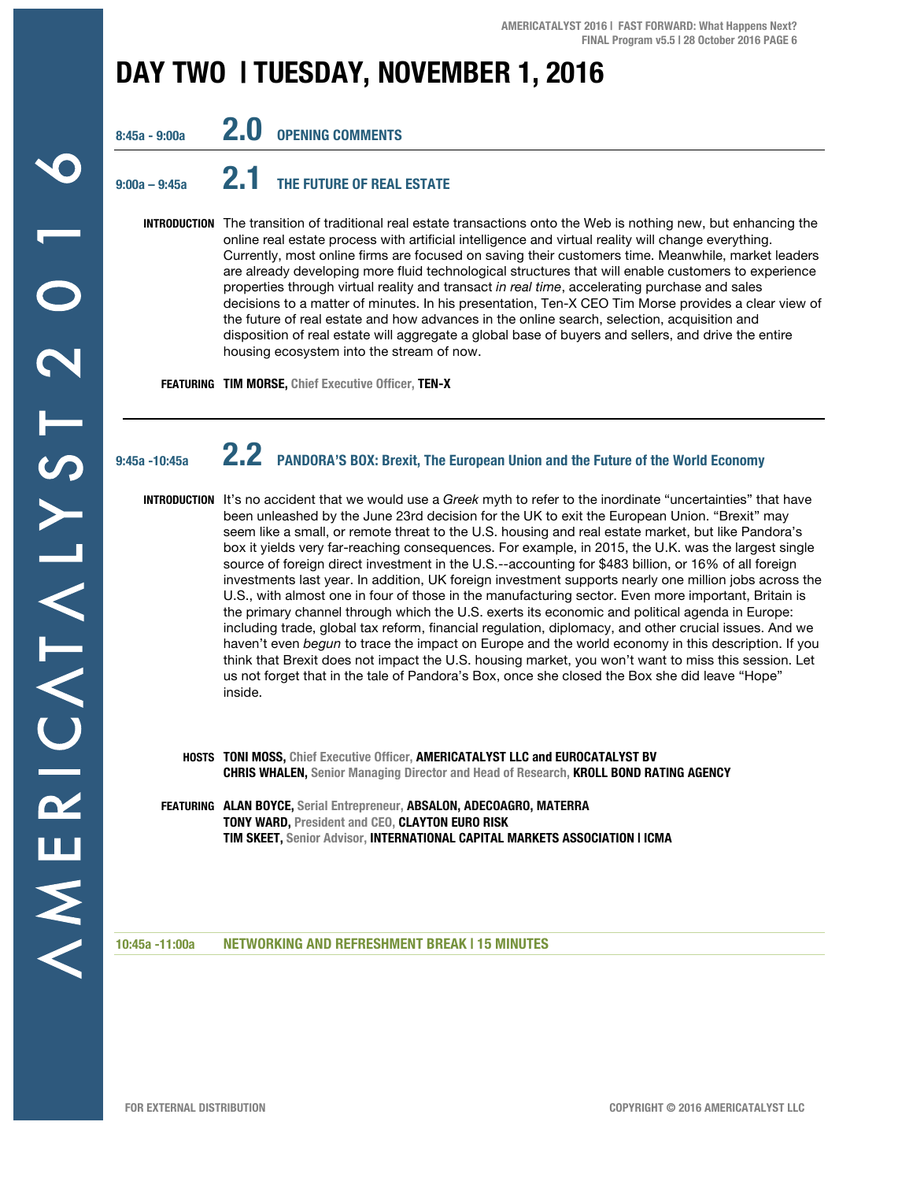# DAY TWO | TUESDAY, NOVEMBER 1, 2016

**8:45a - 9:00a** **2.0** **OPENING COMMENTS**

---

**9:00a – 9:45a** **2.1** **THE FUTURE OF REAL ESTATE**

**INTRODUCTION** The transition of traditional real estate transactions onto the Web is nothing new, but enhancing the online real estate process with artificial intelligence and virtual reality will change everything. Currently, most online firms are focused on saving their customers time. Meanwhile, market leaders are already developing more fluid technological structures that will enable customers to experience properties through virtual reality and transact *in real time*, accelerating purchase and sales decisions to a matter of minutes. In his presentation, Ten-X CEO Tim Morse provides a clear view of the future of real estate and how advances in the online search, selection, acquisition and disposition of real estate will aggregate a global base of buyers and sellers, and drive the entire housing ecosystem into the stream of now.

**FEATURING** **TIM MORSE,** Chief Executive Officer, **TEN-X**

---

**9:45a -10:45a** **2.2** **PANDORA'S BOX: Brexit, The European Union and the Future of the World Economy**

**INTRODUCTION** It's no accident that we would use a *Greek* myth to refer to the inordinate "uncertainties" that have been unleashed by the June 23rd decision for the UK to exit the European Union. "Brexit" may seem like a small, or remote threat to the U.S. housing and real estate market, but like Pandora's box it yields very far-reaching consequences. For example, in 2015, the U.K. was the largest single source of foreign direct investment in the U.S.--accounting for $483 billion, or 16% of all foreign investments last year. In addition, UK foreign investment supports nearly one million jobs across the U.S., with almost one in four of those in the manufacturing sector. Even more important, Britain is the primary channel through which the U.S. exerts its economic and political agenda in Europe: including trade, global tax reform, financial regulation, diplomacy, and other crucial issues. And we haven't even *begun* to trace the impact on Europe and the world economy in this description. If you think that Brexit does not impact the U.S. housing market, you won't want to miss this session. Let us not forget that in the tale of Pandora's Box, once she closed the Box she did leave "Hope" inside.

**HOSTS** **TONI MOSS,** Chief Executive Officer, **AMERICATALYST LLC and EUROCATALYST BV**
**CHRIS WHALEN,** Senior Managing Director and Head of Research, **KROLL BOND RATING AGENCY**

**FEATURING** **ALAN BOYCE,** Serial Entrepreneur, **ABSALON, ADECOAGRO, MATERRA**
**TONY WARD,** President and CEO, **CLAYTON EURO RISK**
**TIM SKEET,** Senior Advisor, **INTERNATIONAL CAPITAL MARKETS ASSOCIATION | ICMA**

---

**10:45a -11:00a** **NETWORKING AND REFRESHMENT BREAK | 15 MINUTES**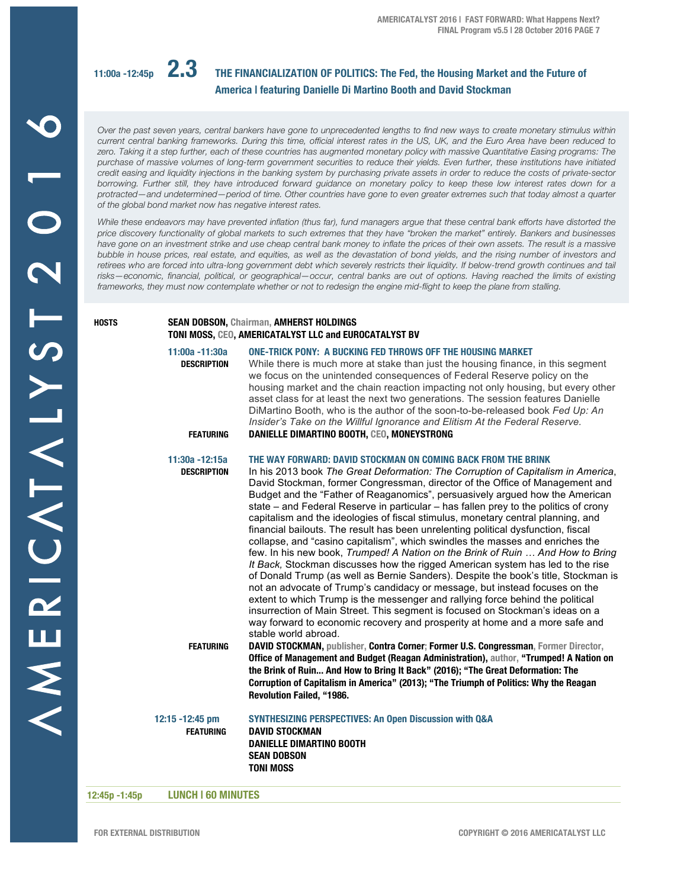## 11:00a -12:45p 2.3 THE FINANCIALIZATION OF POLITICS: The Fed, the Housing Market and the Future of America | featuring Danielle Di Martino Booth and David Stockman

*Over the past seven years, central bankers have gone to unprecedented lengths to find new ways to create monetary stimulus within current central banking frameworks. During this time, official interest rates in the US, UK, and the Euro Area have been reduced to zero. Taking it a step further, each of these countries has augmented monetary policy with massive Quantitative Easing programs: The purchase of massive volumes of long-term government securities to reduce their yields. Even further, these institutions have initiated credit easing and liquidity injections in the banking system by purchasing private assets in order to reduce the costs of private-sector borrowing. Further still, they have introduced forward guidance on monetary policy to keep these low interest rates down for a protracted—and undetermined—period of time. Other countries have gone to even greater extremes such that today almost a quarter of the global bond market now has negative interest rates.*

*While these endeavors may have prevented inflation (thus far), fund managers argue that these central bank efforts have distorted the price discovery functionality of global markets to such extremes that they have "broken the market" entirely. Bankers and businesses have gone on an investment strike and use cheap central bank money to inflate the prices of their own assets. The result is a massive bubble in house prices, real estate, and equities, as well as the devastation of bond yields, and the rising number of investors and retirees who are forced into ultra-long government debt which severely restricts their liquidity. If below-trend growth continues and tail risks—economic, financial, political, or geographical—occur, central banks are out of options. Having reached the limits of existing frameworks, they must now contemplate whether or not to redesign the engine mid-flight to keep the plane from stalling.*

**HOSTS**
**SEAN DOBSON,** Chairman, **AMHERST HOLDINGS**
**TONI MOSS,** CEO, **AMERICATALYST LLC and EUROCATALYST BV**

### 11:00a -11:30a ONE-TRICK PONY: A BUCKING FED THROWS OFF THE HOUSING MARKET

**DESCRIPTION**
While there is much more at stake than just the housing finance, in this segment we focus on the unintended consequences of Federal Reserve policy on the housing market and the chain reaction impacting not only housing, but every other asset class for at least the next two generations. The session features Danielle DiMartino Booth, who is the author of the soon-to-be-released book *Fed Up: An Insider's Take on the Willful Ignorance and Elitism At the Federal Reserve.*

**FEATURING**
**DANIELLE DIMARTINO BOOTH,** CEO, **MONEYSTRONG**

### 11:30a -12:15a THE WAY FORWARD: DAVID STOCKMAN ON COMING BACK FROM THE BRINK

**DESCRIPTION**
In his 2013 book *The Great Deformation: The Corruption of Capitalism in America*, David Stockman, former Congressman, director of the Office of Management and Budget and the "Father of Reaganomics", persuasively argued how the American state – and Federal Reserve in particular – has fallen prey to the politics of crony capitalism and the ideologies of fiscal stimulus, monetary central planning, and financial bailouts. The result has been unrelenting political dysfunction, fiscal collapse, and "casino capitalism", which swindles the masses and enriches the few. In his new book, *Trumped! A Nation on the Brink of Ruin … And How to Bring It Back,* Stockman discusses how the rigged American system has led to the rise of Donald Trump (as well as Bernie Sanders). Despite the book's title, Stockman is not an advocate of Trump's candidacy or message, but instead focuses on the extent to which Trump is the messenger and rallying force behind the political insurrection of Main Street. This segment is focused on Stockman's ideas on a way forward to economic recovery and prosperity at home and a more safe and stable world abroad.

**FEATURING**
**DAVID STOCKMAN,** publisher, **Contra Corner; Former U.S. Congressman,** Former Director, **Office of Management and Budget (Reagan Administration),** author, **"Trumped! A Nation on the Brink of Ruin... And How to Bring It Back" (2016); "The Great Deformation: The Corruption of Capitalism in America" (2013); "The Triumph of Politics: Why the Reagan Revolution Failed, "1986.**

### 12:15 -12:45 pm SYNTHESIZING PERSPECTIVES: An Open Discussion with Q&A

**FEATURING**
**DAVID STOCKMAN**
**DANIELLE DIMARTINO BOOTH**
**SEAN DOBSON**
**TONI MOSS**

### 12:45p -1:45p LUNCH | 60 MINUTES

FOR EXTERNAL DISTRIBUTION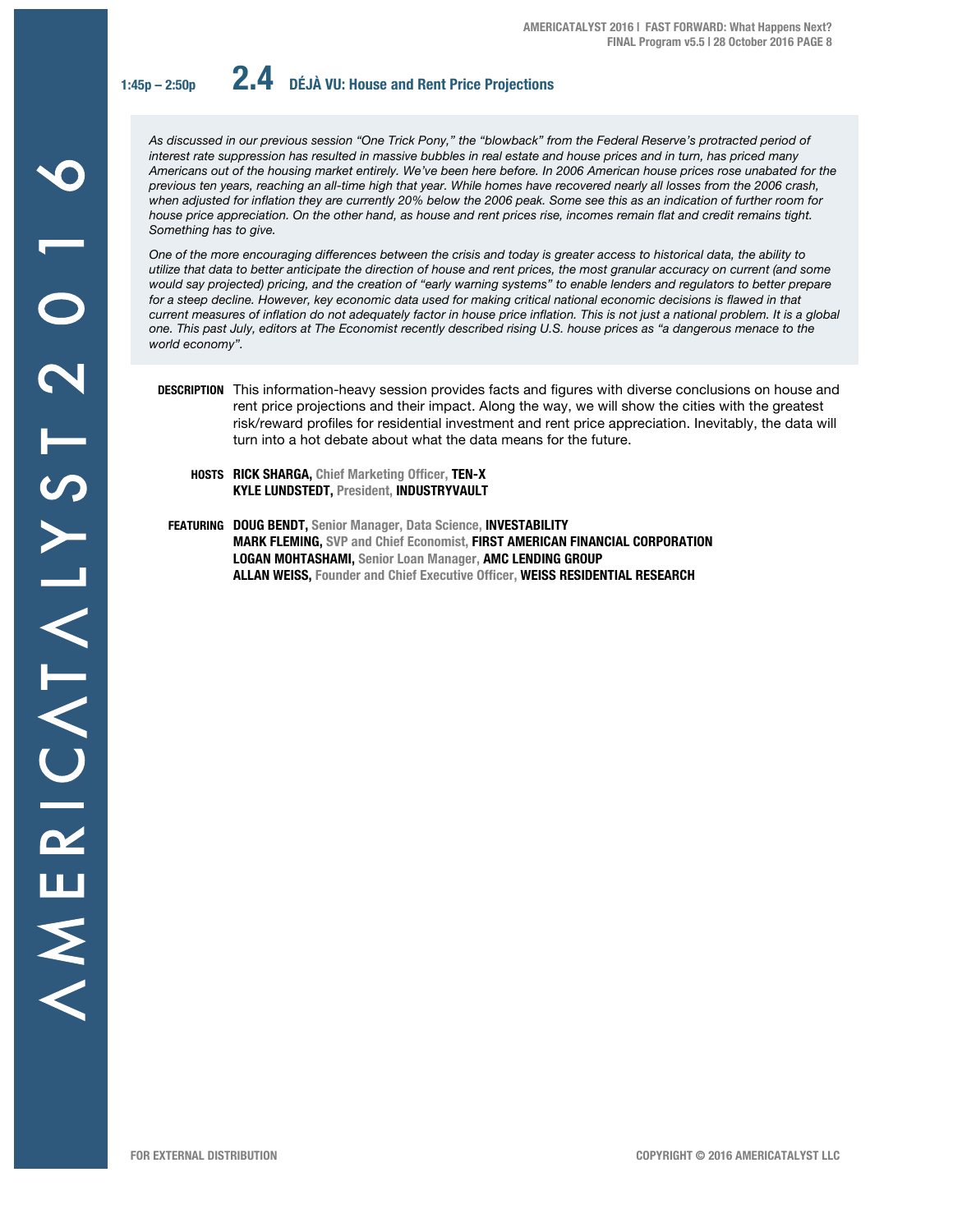## 1:45p – 2:50p **2.4** DÉJÀ VU: House and Rent Price Projections

*As discussed in our previous session "One Trick Pony," the "blowback" from the Federal Reserve's protracted period of interest rate suppression has resulted in massive bubbles in real estate and house prices and in turn, has priced many Americans out of the housing market entirely. We've been here before. In 2006 American house prices rose unabated for the previous ten years, reaching an all-time high that year. While homes have recovered nearly all losses from the 2006 crash, when adjusted for inflation they are currently 20% below the 2006 peak. Some see this as an indication of further room for house price appreciation. On the other hand, as house and rent prices rise, incomes remain flat and credit remains tight. Something has to give.*

*One of the more encouraging differences between the crisis and today is greater access to historical data, the ability to utilize that data to better anticipate the direction of house and rent prices, the most granular accuracy on current (and some would say projected) pricing, and the creation of "early warning systems" to enable lenders and regulators to better prepare for a steep decline. However, key economic data used for making critical national economic decisions is flawed in that current measures of inflation do not adequately factor in house price inflation. This is not just a national problem. It is a global one. This past July, editors at The Economist recently described rising U.S. house prices as "a dangerous menace to the world economy".*

**DESCRIPTION** This information-heavy session provides facts and figures with diverse conclusions on house and rent price projections and their impact. Along the way, we will show the cities with the greatest risk/reward profiles for residential investment and rent price appreciation. Inevitably, the data will turn into a hot debate about what the data means for the future.

**HOSTS**
**RICK SHARGA,** Chief Marketing Officer, **TEN-X**
**KYLE LUNDSTEDT,** President, **INDUSTRYVAULT**

**FEATURING**
**DOUG BENDT,** Senior Manager, Data Science, **INVESTABILITY**
**MARK FLEMING,** SVP and Chief Economist, **FIRST AMERICAN FINANCIAL CORPORATION**
**LOGAN MOHTASHAMI,** Senior Loan Manager, **AMC LENDING GROUP**
**ALLAN WEISS,** Founder and Chief Executive Officer, **WEISS RESIDENTIAL RESEARCH**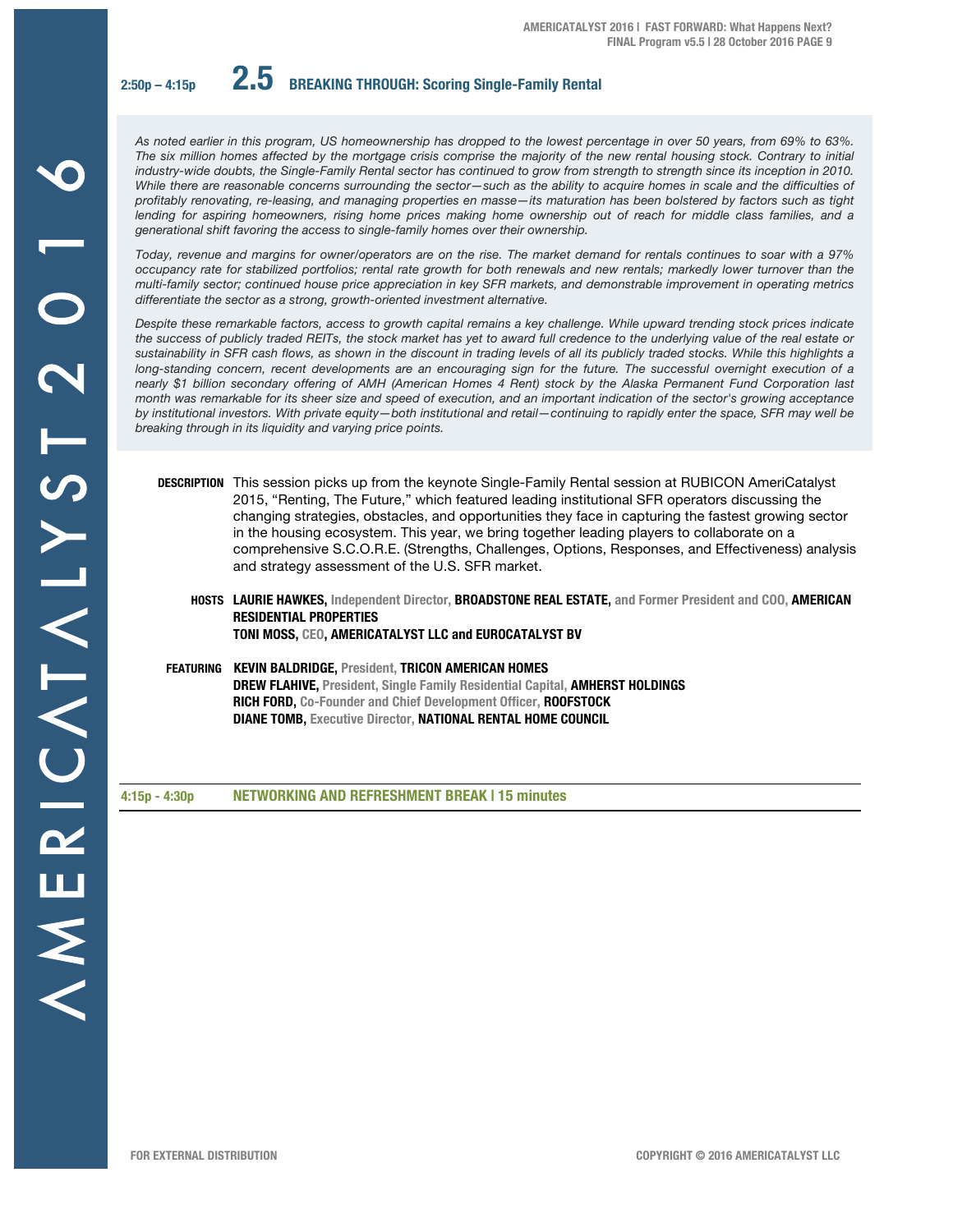2:50p – 4:15p

## 2.5 BREAKING THROUGH: Scoring Single-Family Rental

*As noted earlier in this program, US homeownership has dropped to the lowest percentage in over 50 years, from 69% to 63%. The six million homes affected by the mortgage crisis comprise the majority of the new rental housing stock. Contrary to initial industry-wide doubts, the Single-Family Rental sector has continued to grow from strength to strength since its inception in 2010. While there are reasonable concerns surrounding the sector—such as the ability to acquire homes in scale and the difficulties of profitably renovating, re-leasing, and managing properties en masse—its maturation has been bolstered by factors such as tight lending for aspiring homeowners, rising home prices making home ownership out of reach for middle class families, and a generational shift favoring the access to single-family homes over their ownership.*

*Today, revenue and margins for owner/operators are on the rise. The market demand for rentals continues to soar with a 97% occupancy rate for stabilized portfolios; rental rate growth for both renewals and new rentals; markedly lower turnover than the multi-family sector; continued house price appreciation in key SFR markets, and demonstrable improvement in operating metrics differentiate the sector as a strong, growth-oriented investment alternative.*

*Despite these remarkable factors, access to growth capital remains a key challenge. While upward trending stock prices indicate the success of publicly traded REITs, the stock market has yet to award full credence to the underlying value of the real estate or sustainability in SFR cash flows, as shown in the discount in trading levels of all its publicly traded stocks. While this highlights a long-standing concern, recent developments are an encouraging sign for the future. The successful overnight execution of a nearly $1 billion secondary offering of AMH (American Homes 4 Rent) stock by the Alaska Permanent Fund Corporation last month was remarkable for its sheer size and speed of execution, and an important indication of the sector's growing acceptance by institutional investors. With private equity—both institutional and retail—continuing to rapidly enter the space, SFR may well be breaking through in its liquidity and varying price points.*

**DESCRIPTION** This session picks up from the keynote Single-Family Rental session at RUBICON AmeriCatalyst 2015, "Renting, The Future," which featured leading institutional SFR operators discussing the changing strategies, obstacles, and opportunities they face in capturing the fastest growing sector in the housing ecosystem. This year, we bring together leading players to collaborate on a comprehensive S.C.O.R.E. (Strengths, Challenges, Options, Responses, and Effectiveness) analysis and strategy assessment of the U.S. SFR market.

**HOSTS**
**LAURIE HAWKES,** Independent Director, **BROADSTONE REAL ESTATE,** and Former President and COO, **AMERICAN RESIDENTIAL PROPERTIES**
**TONI MOSS,** CEO, **AMERICATALYST LLC and EUROCATALYST BV**

**FEATURING**
**KEVIN BALDRIDGE,** President, **TRICON AMERICAN HOMES**
**DREW FLAHIVE,** President, Single Family Residential Capital, **AMHERST HOLDINGS**
**RICH FORD,** Co-Founder and Chief Development Officer, **ROOFSTOCK**
**DIANE TOMB,** Executive Director, **NATIONAL RENTAL HOME COUNCIL**

4:15p - 4:30p **NETWORKING AND REFRESHMENT BREAK | 15 minutes**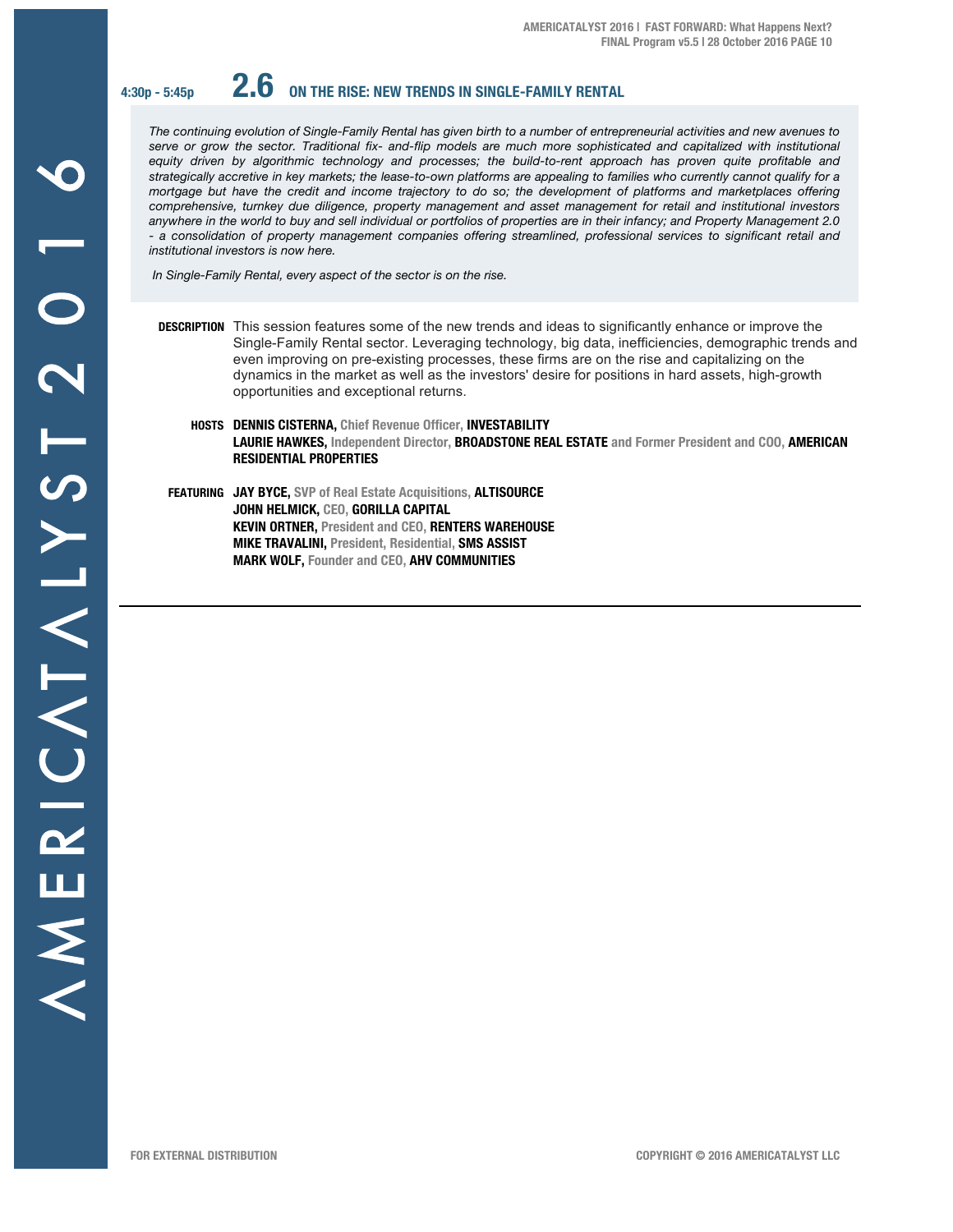4:30p - 5:45p

## 2.6 ON THE RISE: NEW TRENDS IN SINGLE-FAMILY RENTAL

*The continuing evolution of Single-Family Rental has given birth to a number of entrepreneurial activities and new avenues to serve or grow the sector. Traditional fix- and-flip models are much more sophisticated and capitalized with institutional equity driven by algorithmic technology and processes; the build-to-rent approach has proven quite profitable and strategically accretive in key markets; the lease-to-own platforms are appealing to families who currently cannot qualify for a mortgage but have the credit and income trajectory to do so; the development of platforms and marketplaces offering comprehensive, turnkey due diligence, property management and asset management for retail and institutional investors anywhere in the world to buy and sell individual or portfolios of properties are in their infancy; and Property Management 2.0 - a consolidation of property management companies offering streamlined, professional services to significant retail and institutional investors is now here.*

*In Single-Family Rental, every aspect of the sector is on the rise.*

**DESCRIPTION** This session features some of the new trends and ideas to significantly enhance or improve the Single-Family Rental sector. Leveraging technology, big data, inefficiencies, demographic trends and even improving on pre-existing processes, these firms are on the rise and capitalizing on the dynamics in the market as well as the investors' desire for positions in hard assets, high-growth opportunities and exceptional returns.

**HOSTS**
**DENNIS CISTERNA,** Chief Revenue Officer, **INVESTABILITY**
**LAURIE HAWKES,** Independent Director, **BROADSTONE REAL ESTATE** and Former President and COO, **AMERICAN RESIDENTIAL PROPERTIES**

**FEATURING**
**JAY BYCE,** SVP of Real Estate Acquisitions, **ALTISOURCE**
**JOHN HELMICK,** CEO, **GORILLA CAPITAL**
**KEVIN ORTNER,** President and CEO, **RENTERS WAREHOUSE**
**MIKE TRAVALINI,** President, Residential, **SMS ASSIST**
**MARK WOLF,** Founder and CEO, **AHV COMMUNITIES**